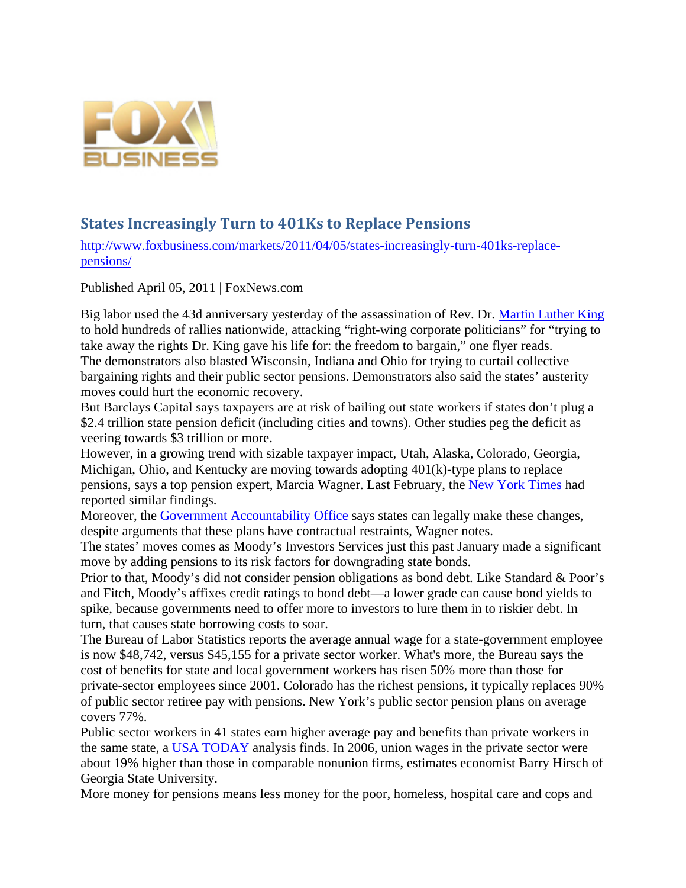FOX BUSINESS

## States Increasingly Turn to 401Ks to Replace Pensions

http://www.foxbusiness.com/markets/2011/04/05/states-increasingly-turn-401ks-replace-pensions/

Published April 05, 2011 | FoxNews.com

Big labor used the 43d anniversary yesterday of the assassination of Rev. Dr. Martin Luther King to hold hundreds of rallies nationwide, attacking "right-wing corporate politicians" for "trying to take away the rights Dr. King gave his life for: the freedom to bargain," one flyer reads.

The demonstrators also blasted Wisconsin, Indiana and Ohio for trying to curtail collective bargaining rights and their public sector pensions. Demonstrators also said the states' austerity moves could hurt the economic recovery.

But Barclays Capital says taxpayers are at risk of bailing out state workers if states don't plug a $2.4 trillion state pension deficit (including cities and towns). Other studies peg the deficit as veering towards $3 trillion or more.

However, in a growing trend with sizable taxpayer impact, Utah, Alaska, Colorado, Georgia, Michigan, Ohio, and Kentucky are moving towards adopting 401(k)-type plans to replace pensions, says a top pension expert, Marcia Wagner. Last February, the New York Times had reported similar findings.

Moreover, the Government Accountability Office says states can legally make these changes, despite arguments that these plans have contractual restraints, Wagner notes.

The states' moves comes as Moody's Investors Services just this past January made a significant move by adding pensions to its risk factors for downgrading state bonds.

Prior to that, Moody's did not consider pension obligations as bond debt. Like Standard & Poor's and Fitch, Moody's affixes credit ratings to bond debt—a lower grade can cause bond yields to spike, because governments need to offer more to investors to lure them in to riskier debt. In turn, that causes state borrowing costs to soar.

The Bureau of Labor Statistics reports the average annual wage for a state-government employee is now $48,742, versus $45,155 for a private sector worker. What's more, the Bureau says the cost of benefits for state and local government workers has risen 50% more than those for private-sector employees since 2001. Colorado has the richest pensions, it typically replaces 90% of public sector retiree pay with pensions. New York's public sector pension plans on average covers 77%.

Public sector workers in 41 states earn higher average pay and benefits than private workers in the same state, a USA TODAY analysis finds. In 2006, union wages in the private sector were about 19% higher than those in comparable nonunion firms, estimates economist Barry Hirsch of Georgia State University.

More money for pensions means less money for the poor, homeless, hospital care and cops and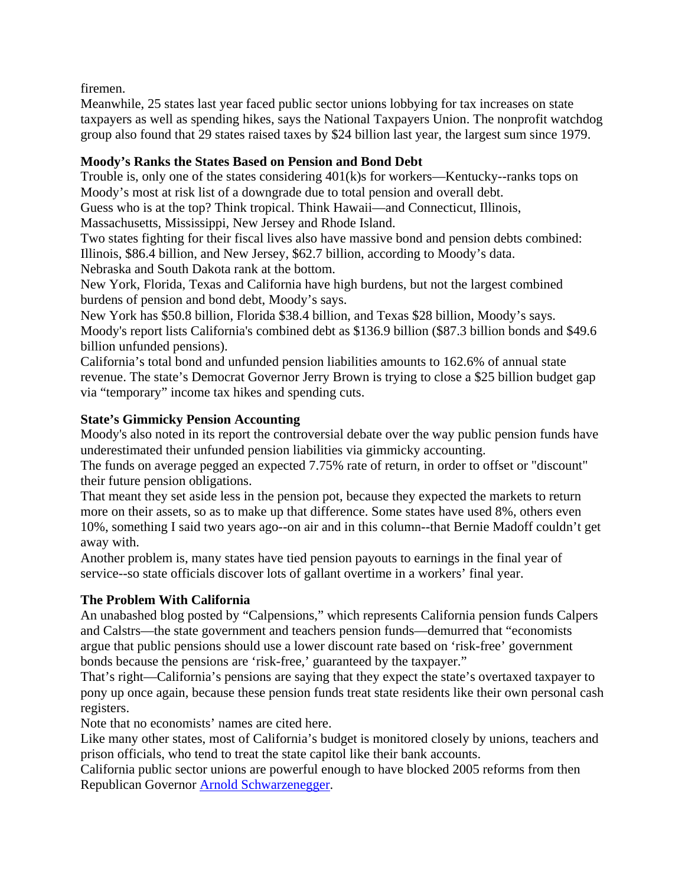firemen.

Meanwhile, 25 states last year faced public sector unions lobbying for tax increases on state taxpayers as well as spending hikes, says the National Taxpayers Union. The nonprofit watchdog group also found that 29 states raised taxes by $24 billion last year, the largest sum since 1979.

### Moody's Ranks the States Based on Pension and Bond Debt

Trouble is, only one of the states considering 401(k)s for workers—Kentucky--ranks tops on Moody's most at risk list of a downgrade due to total pension and overall debt.

Guess who is at the top? Think tropical. Think Hawaii—and Connecticut, Illinois, Massachusetts, Mississippi, New Jersey and Rhode Island.

Two states fighting for their fiscal lives also have massive bond and pension debts combined: Illinois, $86.4 billion, and New Jersey, $62.7 billion, according to Moody's data.

Nebraska and South Dakota rank at the bottom.

New York, Florida, Texas and California have high burdens, but not the largest combined burdens of pension and bond debt, Moody's says.

New York has $50.8 billion, Florida $38.4 billion, and Texas $28 billion, Moody's says.

Moody's report lists California's combined debt as $136.9 billion ($87.3 billion bonds and $49.6 billion unfunded pensions).

California's total bond and unfunded pension liabilities amounts to 162.6% of annual state revenue. The state's Democrat Governor Jerry Brown is trying to close a $25 billion budget gap via "temporary" income tax hikes and spending cuts.

### State's Gimmicky Pension Accounting

Moody's also noted in its report the controversial debate over the way public pension funds have underestimated their unfunded pension liabilities via gimmicky accounting.

The funds on average pegged an expected 7.75% rate of return, in order to offset or "discount" their future pension obligations.

That meant they set aside less in the pension pot, because they expected the markets to return more on their assets, so as to make up that difference. Some states have used 8%, others even 10%, something I said two years ago--on air and in this column--that Bernie Madoff couldn't get away with.

Another problem is, many states have tied pension payouts to earnings in the final year of service--so state officials discover lots of gallant overtime in a workers' final year.

### The Problem With California

An unabashed blog posted by "Calpensions," which represents California pension funds Calpers and Calstrs—the state government and teachers pension funds—demurred that "economists argue that public pensions should use a lower discount rate based on 'risk-free' government bonds because the pensions are 'risk-free,' guaranteed by the taxpayer."

That's right—California's pensions are saying that they expect the state's overtaxed taxpayer to pony up once again, because these pension funds treat state residents like their own personal cash registers.

Note that no economists' names are cited here.

Like many other states, most of California's budget is monitored closely by unions, teachers and prison officials, who tend to treat the state capitol like their bank accounts.

California public sector unions are powerful enough to have blocked 2005 reforms from then Republican Governor Arnold Schwarzenegger.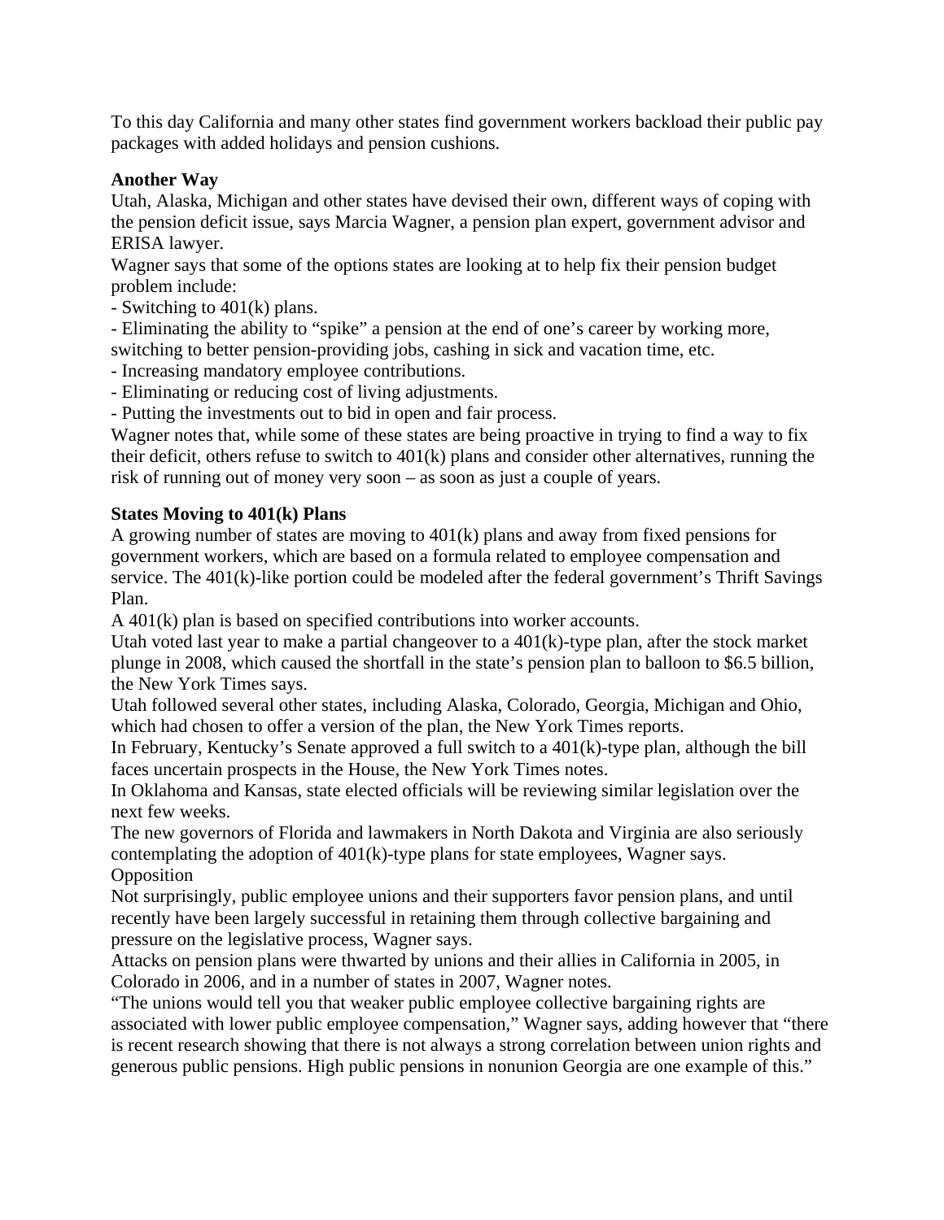To this day California and many other states find government workers backload their public pay packages with added holidays and pension cushions.

**Another Way**

Utah, Alaska, Michigan and other states have devised their own, different ways of coping with the pension deficit issue, says Marcia Wagner, a pension plan expert, government advisor and ERISA lawyer.

Wagner says that some of the options states are looking at to help fix their pension budget problem include:

- Switching to 401(k) plans.
- Eliminating the ability to "spike" a pension at the end of one's career by working more, switching to better pension-providing jobs, cashing in sick and vacation time, etc.
- Increasing mandatory employee contributions.
- Eliminating or reducing cost of living adjustments.
- Putting the investments out to bid in open and fair process.

Wagner notes that, while some of these states are being proactive in trying to find a way to fix their deficit, others refuse to switch to 401(k) plans and consider other alternatives, running the risk of running out of money very soon – as soon as just a couple of years.

**States Moving to 401(k) Plans**

A growing number of states are moving to 401(k) plans and away from fixed pensions for government workers, which are based on a formula related to employee compensation and service. The 401(k)-like portion could be modeled after the federal government's Thrift Savings Plan.

A 401(k) plan is based on specified contributions into worker accounts.

Utah voted last year to make a partial changeover to a 401(k)-type plan, after the stock market plunge in 2008, which caused the shortfall in the state's pension plan to balloon to $6.5 billion, the New York Times says.

Utah followed several other states, including Alaska, Colorado, Georgia, Michigan and Ohio, which had chosen to offer a version of the plan, the New York Times reports.

In February, Kentucky's Senate approved a full switch to a 401(k)-type plan, although the bill faces uncertain prospects in the House, the New York Times notes.

In Oklahoma and Kansas, state elected officials will be reviewing similar legislation over the next few weeks.

The new governors of Florida and lawmakers in North Dakota and Virginia are also seriously contemplating the adoption of 401(k)-type plans for state employees, Wagner says.

Opposition

Not surprisingly, public employee unions and their supporters favor pension plans, and until recently have been largely successful in retaining them through collective bargaining and pressure on the legislative process, Wagner says.

Attacks on pension plans were thwarted by unions and their allies in California in 2005, in Colorado in 2006, and in a number of states in 2007, Wagner notes.

"The unions would tell you that weaker public employee collective bargaining rights are associated with lower public employee compensation," Wagner says, adding however that "there is recent research showing that there is not always a strong correlation between union rights and generous public pensions. High public pensions in nonunion Georgia are one example of this."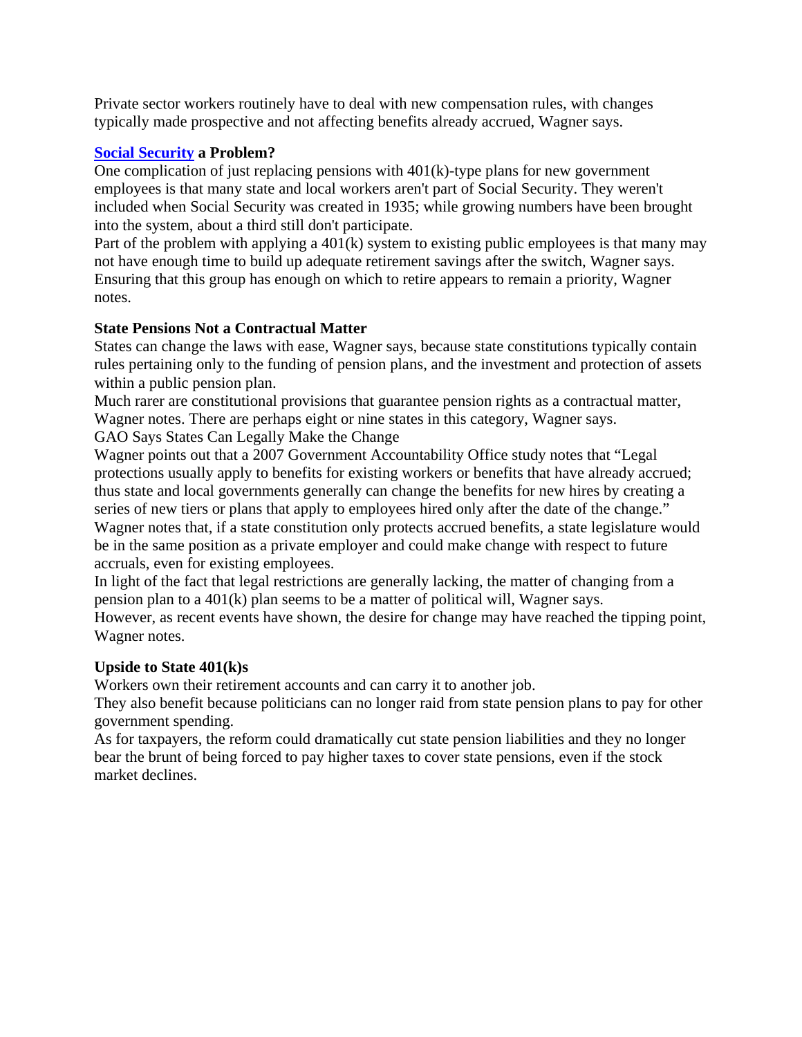Private sector workers routinely have to deal with new compensation rules, with changes typically made prospective and not affecting benefits already accrued, Wagner says.

### Social Security a Problem?

One complication of just replacing pensions with 401(k)-type plans for new government employees is that many state and local workers aren't part of Social Security. They weren't included when Social Security was created in 1935; while growing numbers have been brought into the system, about a third still don't participate.

Part of the problem with applying a 401(k) system to existing public employees is that many may not have enough time to build up adequate retirement savings after the switch, Wagner says. Ensuring that this group has enough on which to retire appears to remain a priority, Wagner notes.

### State Pensions Not a Contractual Matter

States can change the laws with ease, Wagner says, because state constitutions typically contain rules pertaining only to the funding of pension plans, and the investment and protection of assets within a public pension plan.

Much rarer are constitutional provisions that guarantee pension rights as a contractual matter, Wagner notes. There are perhaps eight or nine states in this category, Wagner says.

GAO Says States Can Legally Make the Change

Wagner points out that a 2007 Government Accountability Office study notes that "Legal protections usually apply to benefits for existing workers or benefits that have already accrued; thus state and local governments generally can change the benefits for new hires by creating a series of new tiers or plans that apply to employees hired only after the date of the change."

Wagner notes that, if a state constitution only protects accrued benefits, a state legislature would be in the same position as a private employer and could make change with respect to future accruals, even for existing employees.

In light of the fact that legal restrictions are generally lacking, the matter of changing from a pension plan to a 401(k) plan seems to be a matter of political will, Wagner says.

However, as recent events have shown, the desire for change may have reached the tipping point, Wagner notes.

### Upside to State 401(k)s

Workers own their retirement accounts and can carry it to another job.

They also benefit because politicians can no longer raid from state pension plans to pay for other government spending.

As for taxpayers, the reform could dramatically cut state pension liabilities and they no longer bear the brunt of being forced to pay higher taxes to cover state pensions, even if the stock market declines.